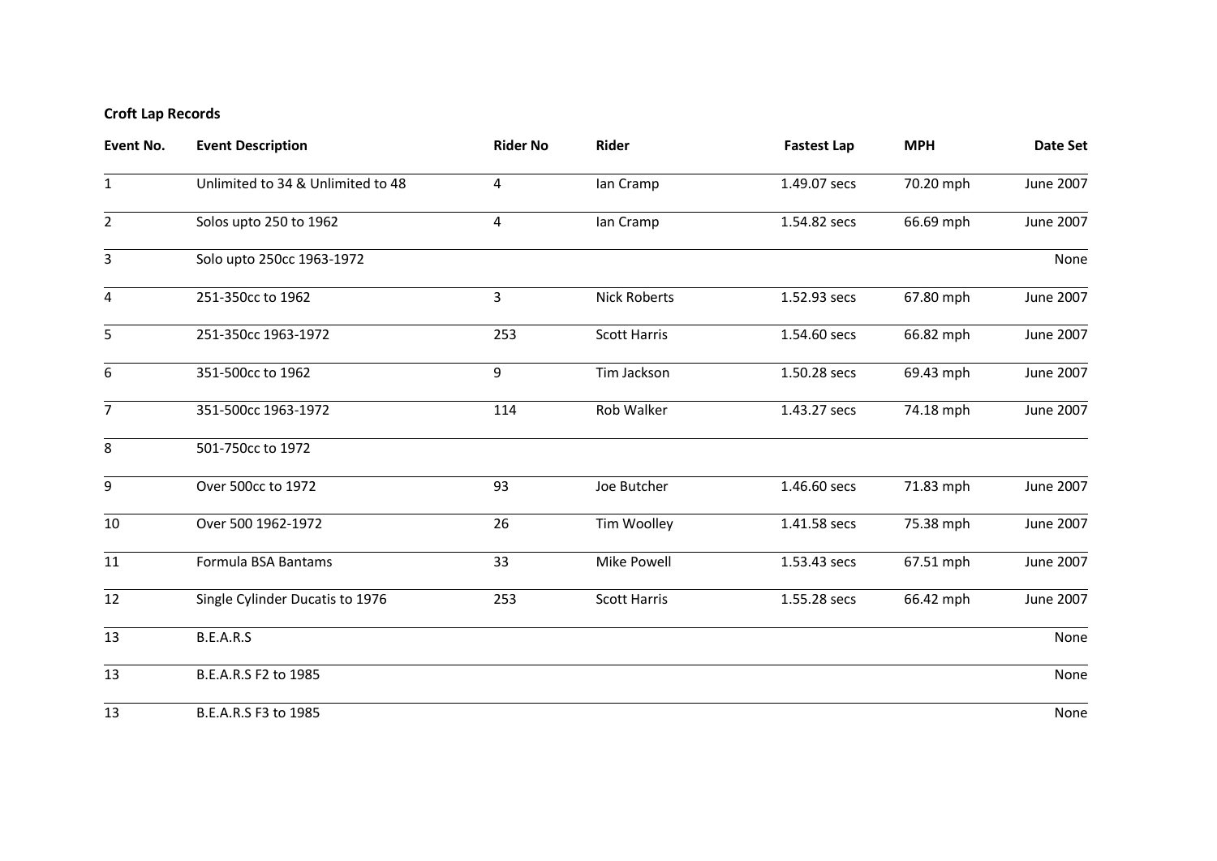**Croft Lap Records**

| Event No. | Event Description | Rider No | Rider | Fastest Lap | MPH | Date Set |
|---|---|---|---|---|---|---|
| 1 | Unlimited to 34 & Unlimited to 48 | 4 | Ian Cramp | 1.49.07 secs | 70.20 mph | June 2007 |
| 2 | Solos upto 250 to 1962 | 4 | Ian Cramp | 1.54.82 secs | 66.69 mph | June 2007 |
| 3 | Solo upto 250cc 1963-1972 | | | | | None |
| 4 | 251-350cc to 1962 | 3 | Nick Roberts | 1.52.93 secs | 67.80 mph | June 2007 |
| 5 | 251-350cc 1963-1972 | 253 | Scott Harris | 1.54.60 secs | 66.82 mph | June 2007 |
| 6 | 351-500cc to 1962 | 9 | Tim Jackson | 1.50.28 secs | 69.43 mph | June 2007 |
| 7 | 351-500cc 1963-1972 | 114 | Rob Walker | 1.43.27 secs | 74.18 mph | June 2007 |
| 8 | 501-750cc to 1972 | | | | | |
| 9 | Over 500cc to 1972 | 93 | Joe Butcher | 1.46.60 secs | 71.83 mph | June 2007 |
| 10 | Over 500 1962-1972 | 26 | Tim Woolley | 1.41.58 secs | 75.38 mph | June 2007 |
| 11 | Formula BSA Bantams | 33 | Mike Powell | 1.53.43 secs | 67.51 mph | June 2007 |
| 12 | Single Cylinder Ducatis to 1976 | 253 | Scott Harris | 1.55.28 secs | 66.42 mph | June 2007 |
| 13 | B.E.A.R.S | | | | | None |
| 13 | B.E.A.R.S F2 to 1985 | | | | | None |
| 13 | B.E.A.R.S F3 to 1985 | | | | | None |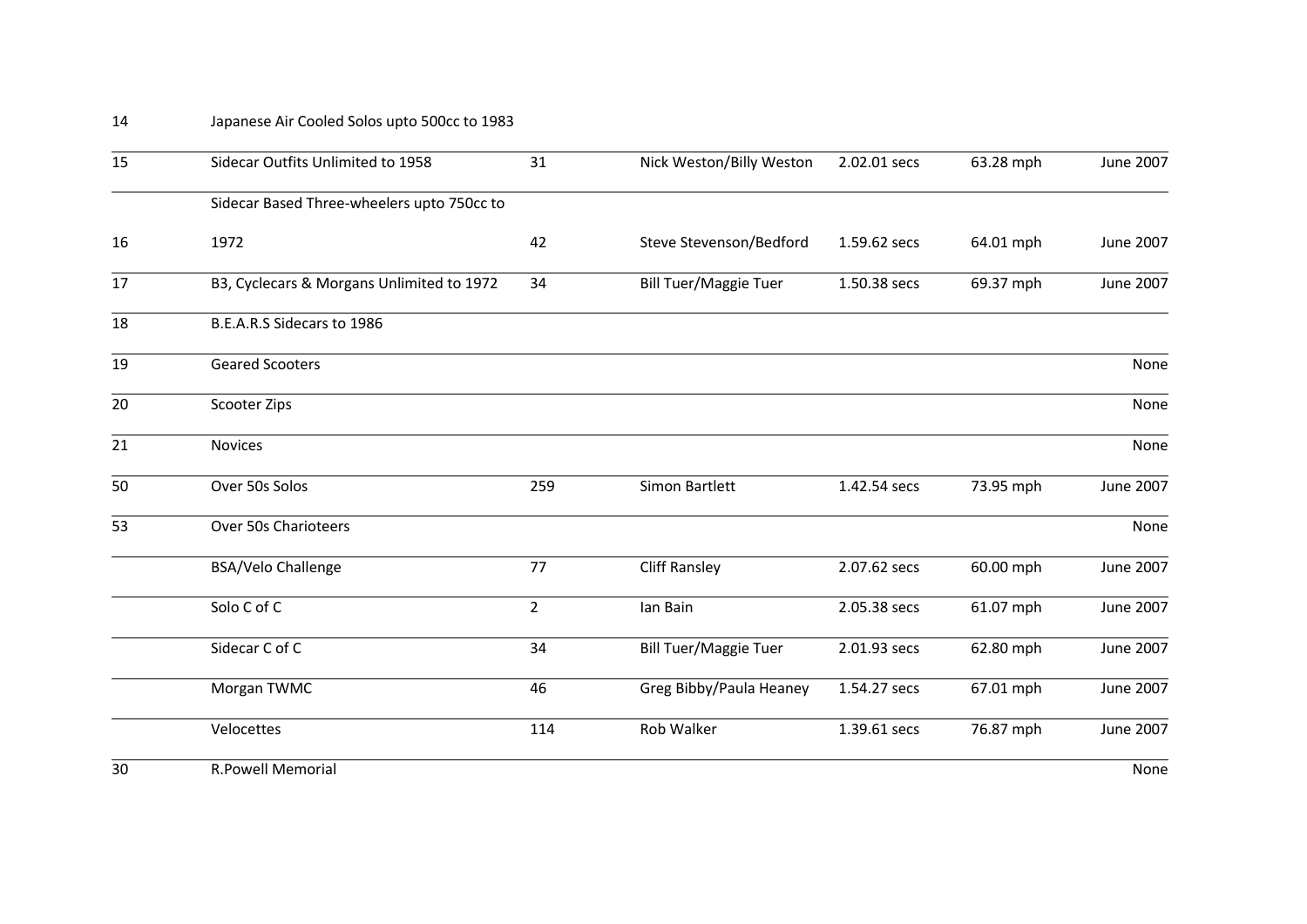| | | | | | | |
|---|---|---|---|---|---|---|
| 14 | Japanese Air Cooled Solos upto 500cc to 1983 | | | | | |
| 15 | Sidecar Outfits Unlimited to 1958 | 31 | Nick Weston/Billy Weston | 2.02.01 secs | 63.28 mph | June 2007 |
| 16 | Sidecar Based Three-wheelers upto 750cc to 1972 | 42 | Steve Stevenson/Bedford | 1.59.62 secs | 64.01 mph | June 2007 |
| 17 | B3, Cyclecars & Morgans Unlimited to 1972 | 34 | Bill Tuer/Maggie Tuer | 1.50.38 secs | 69.37 mph | June 2007 |
| 18 | B.E.A.R.S Sidecars to 1986 | | | | | |
| 19 | Geared Scooters | | | | | None |
| 20 | Scooter Zips | | | | | None |
| 21 | Novices | | | | | None |
| 50 | Over 50s Solos | 259 | Simon Bartlett | 1.42.54 secs | 73.95 mph | June 2007 |
| 53 | Over 50s Charioteers | | | | | None |
| | BSA/Velo Challenge | 77 | Cliff Ransley | 2.07.62 secs | 60.00 mph | June 2007 |
| | Solo C of C | 2 | Ian Bain | 2.05.38 secs | 61.07 mph | June 2007 |
| | Sidecar C of C | 34 | Bill Tuer/Maggie Tuer | 2.01.93 secs | 62.80 mph | June 2007 |
| | Morgan TWMC | 46 | Greg Bibby/Paula Heaney | 1.54.27 secs | 67.01 mph | June 2007 |
| | Velocettes | 114 | Rob Walker | 1.39.61 secs | 76.87 mph | June 2007 |
| 30 | R.Powell Memorial | | | | | None |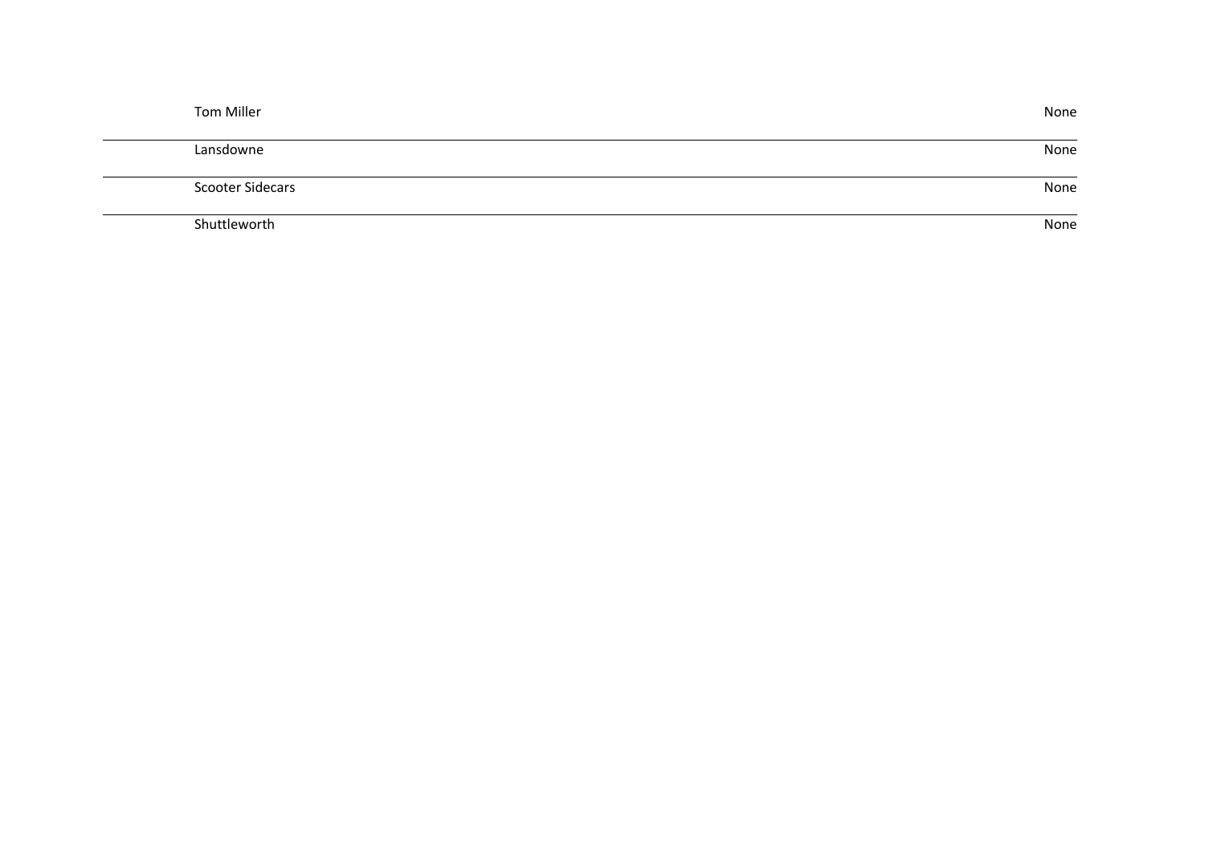| | |
|---|---|
| Tom Miller | None |
| Lansdowne | None |
| Scooter Sidecars | None |
| Shuttleworth | None |